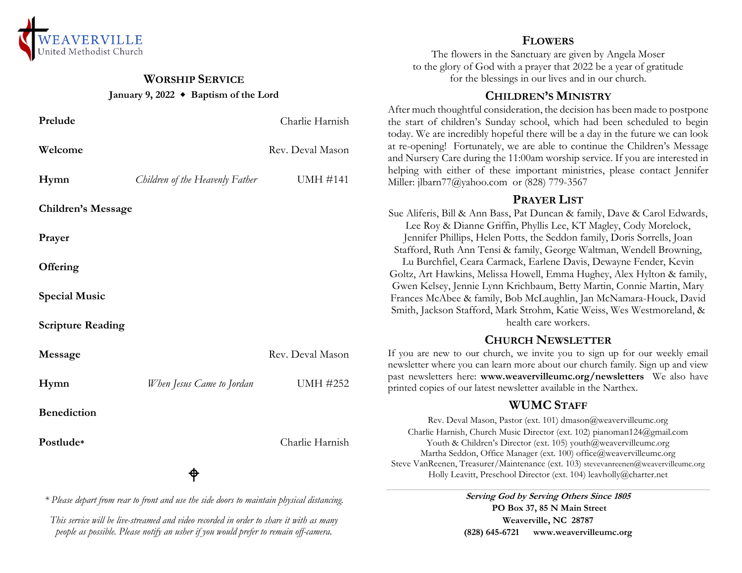WEAVERVILLE
United Methodist Church

## Worship Service

**January 9, 2022 ◆ Baptism of the Lord**

| | | |
|---|---|---|
| **Prelude** | | Charlie Harnish |
| **Welcome** | | Rev. Deval Mason |
| **Hymn** | *Children of the Heavenly Father* | UMH #141 |
| **Children's Message** | | |
| **Prayer** | | |
| **Offering** | | |
| **Special Music** | | |
| **Scripture Reading** | | |
| **Message** | | Rev. Deval Mason |
| **Hymn** | *When Jesus Came to Jordan* | UMH #252 |
| **Benediction** | | |
| **Postlude*** | | Charlie Harnish |

*\* Please depart from rear to front and use the side doors to maintain physical distancing.*

*This service will be live-streamed and video recorded in order to share it with as many people as possible. Please notify an usher if you would prefer to remain off-camera.*

## Flowers

The flowers in the Sanctuary are given by Angela Moser to the glory of God with a prayer that 2022 be a year of gratitude for the blessings in our lives and in our church.

## Children's Ministry

After much thoughtful consideration, the decision has been made to postpone the start of children's Sunday school, which had been scheduled to begin today. We are incredibly hopeful there will be a day in the future we can look at re-opening! Fortunately, we are able to continue the Children's Message and Nursery Care during the 11:00am worship service. If you are interested in helping with either of these important ministries, please contact Jennifer Miller: jlbarn77@yahoo.com or (828) 779-3567

## Prayer List

Sue Aliferis, Bill & Ann Bass, Pat Duncan & family, Dave & Carol Edwards, Lee Roy & Dianne Griffin, Phyllis Lee, KT Magley, Cody Morelock, Jennifer Phillips, Helen Potts, the Seddon family, Doris Sorrells, Joan Stafford, Ruth Ann Tensi & family, George Waltman, Wendell Browning, Lu Burchfiel, Ceara Carmack, Earlene Davis, Dewayne Fender, Kevin Goltz, Art Hawkins, Melissa Howell, Emma Hughey, Alex Hylton & family, Gwen Kelsey, Jennie Lynn Krichbaum, Betty Martin, Connie Martin, Mary Frances McAbee & family, Bob McLaughlin, Jan McNamara-Houck, David Smith, Jackson Stafford, Mark Strohm, Katie Weiss, Wes Westmoreland, & health care workers.

## Church Newsletter

If you are new to our church, we invite you to sign up for our weekly email newsletter where you can learn more about our church family. Sign up and view past newsletters here: **www.weavervilleumc.org/newsletters** We also have printed copies of our latest newsletter available in the Narthex.

## WUMC Staff

Rev. Deval Mason, Pastor (ext. 101) dmason@weavervilleumc.org
Charlie Harnish, Church Music Director (ext. 102) pianoman124@gmail.com
Youth & Children's Director (ext. 105) youth@weavervilleumc.org
Martha Seddon, Office Manager (ext. 100) office@weavervilleumc.org
Steve VanReenen, Treasurer/Maintenance (ext. 103) stevevanreenen@weavervilleumc.org
Holly Leavitt, Preschool Director (ext. 104) leavholly@charter.net

***Serving God by Serving Others Since 1805***
**PO Box 37, 85 N Main Street**
**Weaverville, NC 28787**
**(828) 645-6721 www.weavervilleumc.org**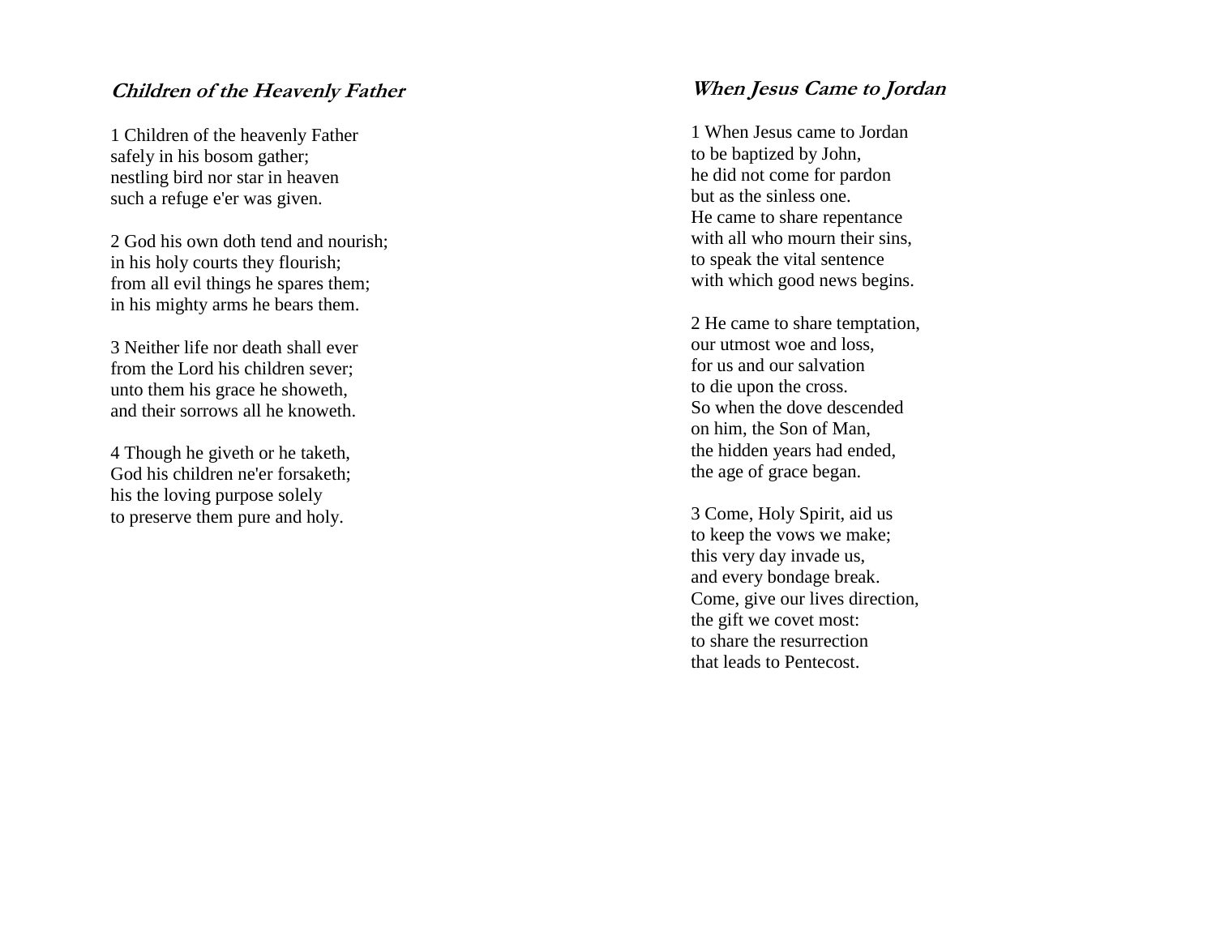### *Children of the Heavenly Father*

1 Children of the heavenly Father
safely in his bosom gather;
nestling bird nor star in heaven
such a refuge e'er was given.

2 God his own doth tend and nourish;
in his holy courts they flourish;
from all evil things he spares them;
in his mighty arms he bears them.

3 Neither life nor death shall ever
from the Lord his children sever;
unto them his grace he showeth,
and their sorrows all he knoweth.

4 Though he giveth or he taketh,
God his children ne'er forsaketh;
his the loving purpose solely
to preserve them pure and holy.

### *When Jesus Came to Jordan*

1 When Jesus came to Jordan
to be baptized by John,
he did not come for pardon
but as the sinless one.
He came to share repentance
with all who mourn their sins,
to speak the vital sentence
with which good news begins.

2 He came to share temptation,
our utmost woe and loss,
for us and our salvation
to die upon the cross.
So when the dove descended
on him, the Son of Man,
the hidden years had ended,
the age of grace began.

3 Come, Holy Spirit, aid us
to keep the vows we make;
this very day invade us,
and every bondage break.
Come, give our lives direction,
the gift we covet most:
to share the resurrection
that leads to Pentecost.